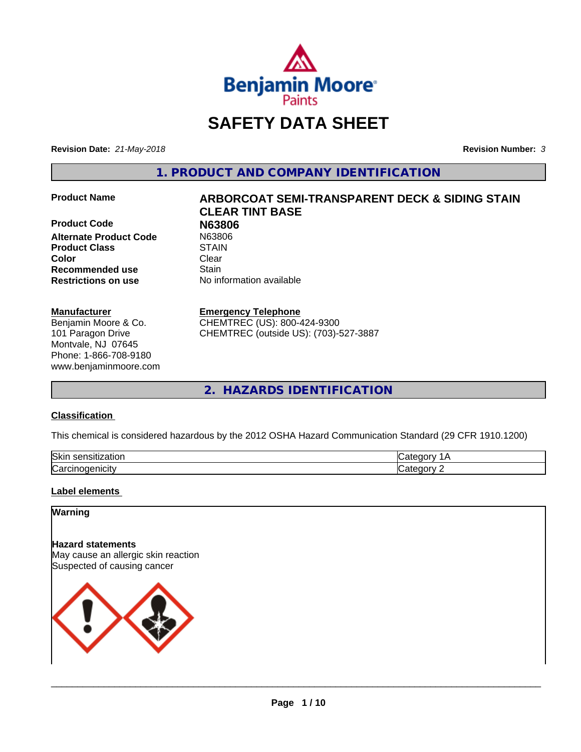# SAFETY DATA SHEET

**Revision Date:** *21-May-2018*

**Revision Number:** *3*

## 1. PRODUCT AND COMPANY IDENTIFICATION

| | |
|---|---|
| **Product Name** | **ARBORCOAT SEMI-TRANSPARENT DECK & SIDING STAIN CLEAR TINT BASE** |
| **Product Code** | **N63806** |
| **Alternate Product Code** | N63806 |
| **Product Class** | STAIN |
| **Color** | Clear |
| **Recommended use** | Stain |
| **Restrictions on use** | No information available |

**Manufacturer**
Benjamin Moore & Co.
101 Paragon Drive
Montvale, NJ 07645
Phone: 1-866-708-9180
www.benjaminmoore.com

**Emergency Telephone**
CHEMTREC (US): 800-424-9300
CHEMTREC (outside US): (703)-527-3887

## 2. HAZARDS IDENTIFICATION

### Classification

This chemical is considered hazardous by the 2012 OSHA Hazard Communication Standard (29 CFR 1910.1200)

| | |
|---|---|
| Skin sensitization | Category 1A |
| Carcinogenicity | Category 2 |

### Label elements

**Warning**

**Hazard statements**
May cause an allergic skin reaction
Suspected of causing cancer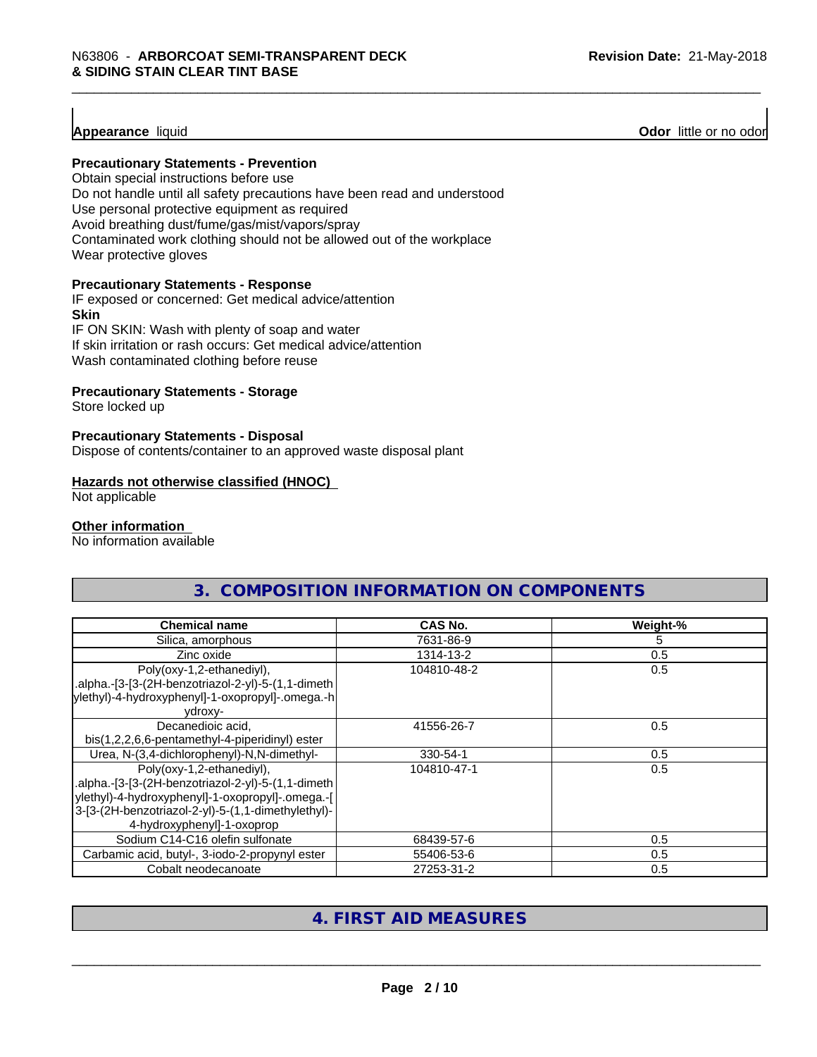**Appearance** liquid **Odor** little or no odor

**Precautionary Statements - Prevention**

Obtain special instructions before use
Do not handle until all safety precautions have been read and understood
Use personal protective equipment as required
Avoid breathing dust/fume/gas/mist/vapors/spray
Contaminated work clothing should not be allowed out of the workplace
Wear protective gloves

**Precautionary Statements - Response**

IF exposed or concerned: Get medical advice/attention

**Skin**

IF ON SKIN: Wash with plenty of soap and water
If skin irritation or rash occurs: Get medical advice/attention
Wash contaminated clothing before reuse

**Precautionary Statements - Storage**

Store locked up

**Precautionary Statements - Disposal**

Dispose of contents/container to an approved waste disposal plant

**Hazards not otherwise classified (HNOC)**

Not applicable

**Other information**

No information available

## 3. COMPOSITION INFORMATION ON COMPONENTS

| Chemical name | CAS No. | Weight-% |
|---|---|---|
| Silica, amorphous | 7631-86-9 | 5 |
| Zinc oxide | 1314-13-2 | 0.5 |
| Poly(oxy-1,2-ethanediyl), .alpha.-[3-[3-(2H-benzotriazol-2-yl)-5-(1,1-dimethylethyl)-4-hydroxyphenyl]-1-oxopropyl]-.omega.-hydroxy- | 104810-48-2 | 0.5 |
| Decanedioic acid, bis(1,2,2,6,6-pentamethyl-4-piperidinyl) ester | 41556-26-7 | 0.5 |
| Urea, N-(3,4-dichlorophenyl)-N,N-dimethyl- | 330-54-1 | 0.5 |
| Poly(oxy-1,2-ethanediyl), .alpha.-[3-[3-(2H-benzotriazol-2-yl)-5-(1,1-dimethylethyl)-4-hydroxyphenyl]-1-oxopropyl]-.omega.-[3-[3-(2H-benzotriazol-2-yl)-5-(1,1-dimethylethyl)-4-hydroxyphenyl]-1-oxoprop | 104810-47-1 | 0.5 |
| Sodium C14-C16 olefin sulfonate | 68439-57-6 | 0.5 |
| Carbamic acid, butyl-, 3-iodo-2-propynyl ester | 55406-53-6 | 0.5 |
| Cobalt neodecanoate | 27253-31-2 | 0.5 |

## 4. FIRST AID MEASURES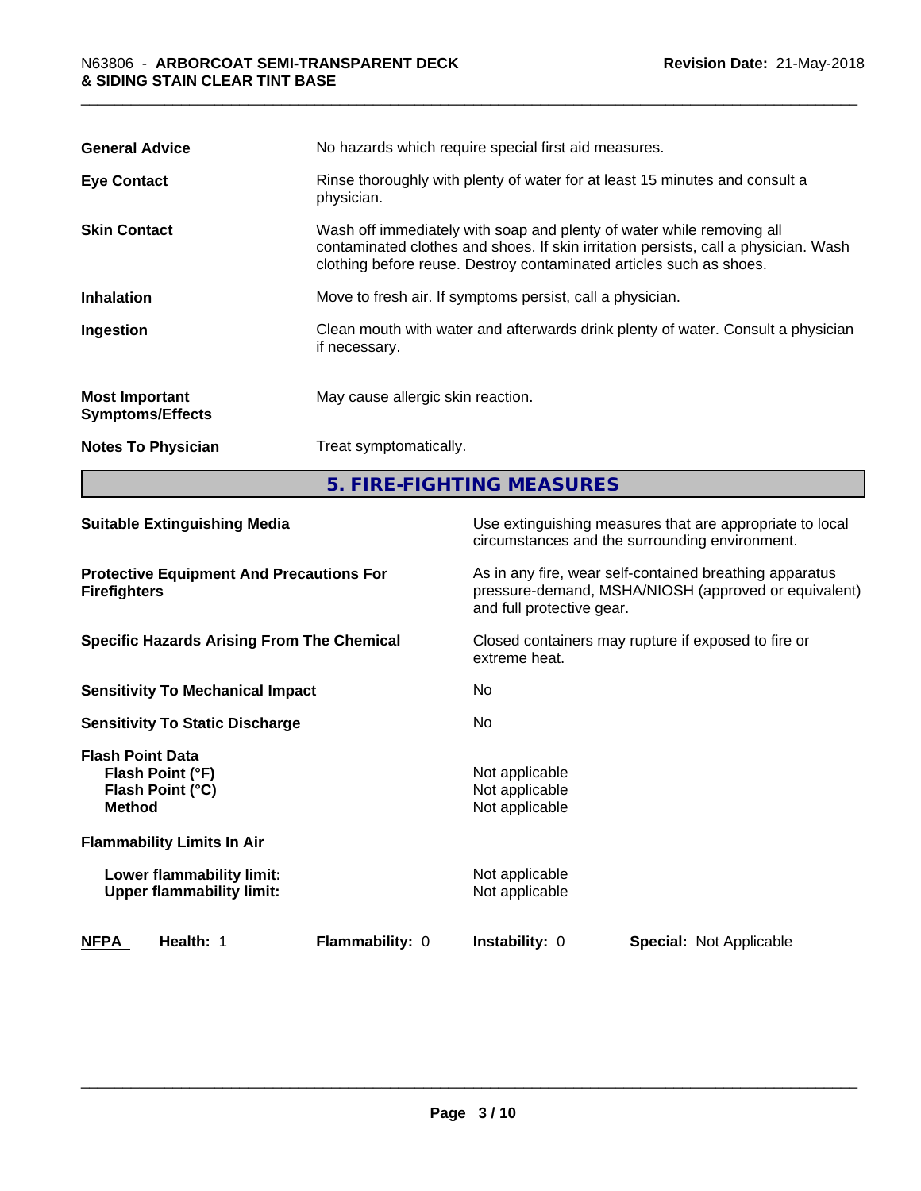| | |
|---|---|
| **General Advice** | No hazards which require special first aid measures. |
| **Eye Contact** | Rinse thoroughly with plenty of water for at least 15 minutes and consult a physician. |
| **Skin Contact** | Wash off immediately with soap and plenty of water while removing all contaminated clothes and shoes. If skin irritation persists, call a physician. Wash clothing before reuse. Destroy contaminated articles such as shoes. |
| **Inhalation** | Move to fresh air. If symptoms persist, call a physician. |
| **Ingestion** | Clean mouth with water and afterwards drink plenty of water. Consult a physician if necessary. |
| **Most Important Symptoms/Effects** | May cause allergic skin reaction. |
| **Notes To Physician** | Treat symptomatically. |

## 5. FIRE-FIGHTING MEASURES

| | |
|---|---|
| **Suitable Extinguishing Media** | Use extinguishing measures that are appropriate to local circumstances and the surrounding environment. |
| **Protective Equipment And Precautions For Firefighters** | As in any fire, wear self-contained breathing apparatus pressure-demand, MSHA/NIOSH (approved or equivalent) and full protective gear. |
| **Specific Hazards Arising From The Chemical** | Closed containers may rupture if exposed to fire or extreme heat. |
| **Sensitivity To Mechanical Impact** | No |
| **Sensitivity To Static Discharge** | No |

**Flash Point Data**

| | |
|---|---|
| **Flash Point (°F)** | Not applicable |
| **Flash Point (°C)** | Not applicable |
| **Method** | Not applicable |

**Flammability Limits In Air**

| | |
|---|---|
| **Lower flammability limit:** | Not applicable |
| **Upper flammability limit:** | Not applicable |

| **NFPA** | **Health:** 1 | **Flammability:** 0 | **Instability:** 0 | **Special:** Not Applicable |
|---|---|---|---|---|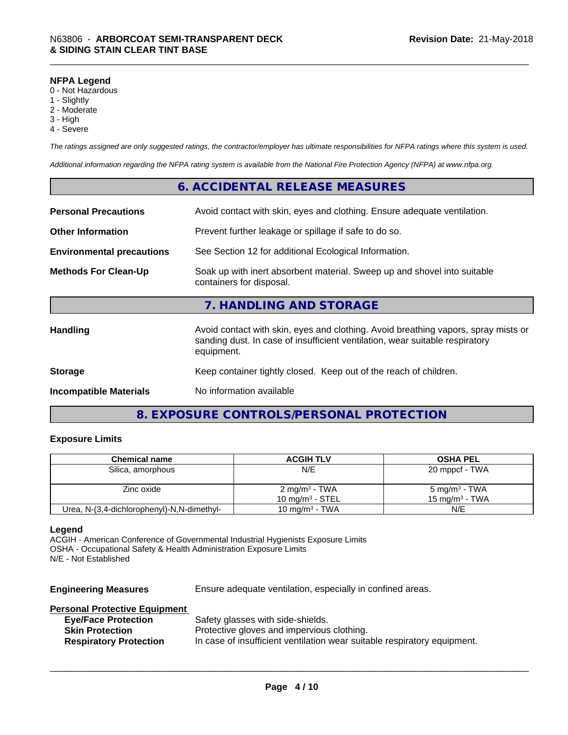**NFPA Legend**
0 - Not Hazardous
1 - Slightly
2 - Moderate
3 - High
4 - Severe

*The ratings assigned are only suggested ratings, the contractor/employer has ultimate responsibilities for NFPA ratings where this system is used.*

*Additional information regarding the NFPA rating system is available from the National Fire Protection Agency (NFPA) at www.nfpa.org.*

## 6. ACCIDENTAL RELEASE MEASURES

| | |
|---|---|
| **Personal Precautions** | Avoid contact with skin, eyes and clothing. Ensure adequate ventilation. |
| **Other Information** | Prevent further leakage or spillage if safe to do so. |
| **Environmental precautions** | See Section 12 for additional Ecological Information. |
| **Methods For Clean-Up** | Soak up with inert absorbent material. Sweep up and shovel into suitable containers for disposal. |

## 7. HANDLING AND STORAGE

| | |
|---|---|
| **Handling** | Avoid contact with skin, eyes and clothing. Avoid breathing vapors, spray mists or sanding dust. In case of insufficient ventilation, wear suitable respiratory equipment. |
| **Storage** | Keep container tightly closed. Keep out of the reach of children. |
| **Incompatible Materials** | No information available |

## 8. EXPOSURE CONTROLS/PERSONAL PROTECTION

### Exposure Limits

| Chemical name | ACGIH TLV | OSHA PEL |
|---|---|---|
| Silica, amorphous | N/E | 20 mppcf - TWA |
| Zinc oxide | 2 mg/m³ - TWA<br>10 mg/m³ - STEL | 5 mg/m³ - TWA<br>15 mg/m³ - TWA |
| Urea, N-(3,4-dichlorophenyl)-N,N-dimethyl- | 10 mg/m³ - TWA | N/E |

**Legend**
ACGIH - American Conference of Governmental Industrial Hygienists Exposure Limits
OSHA - Occupational Safety & Health Administration Exposure Limits
N/E - Not Established

**Engineering Measures** Ensure adequate ventilation, especially in confined areas.

**Personal Protective Equipment**

| | |
|---|---|
| **Eye/Face Protection** | Safety glasses with side-shields. |
| **Skin Protection** | Protective gloves and impervious clothing. |
| **Respiratory Protection** | In case of insufficient ventilation wear suitable respiratory equipment. |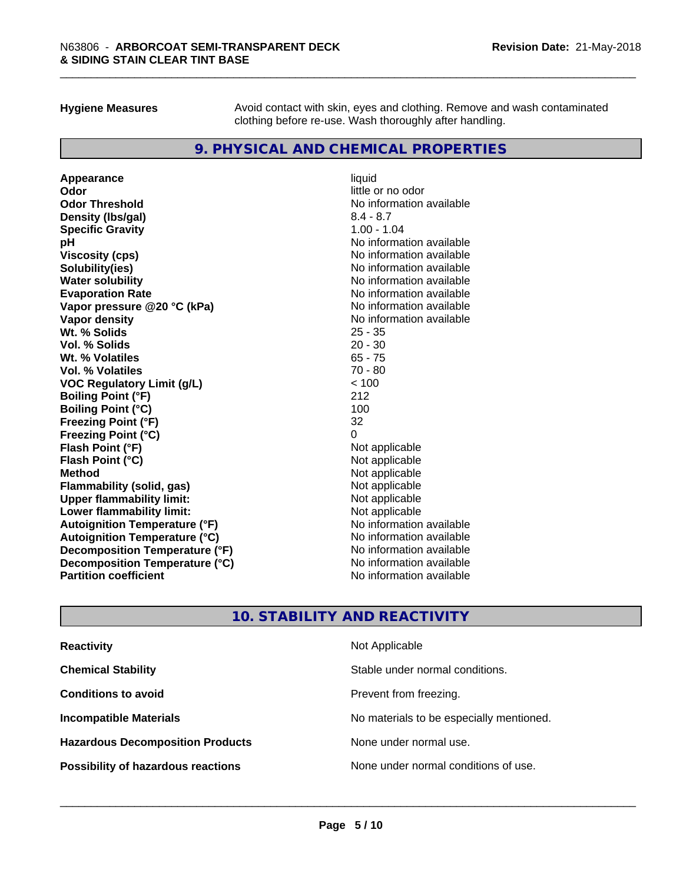**Hygiene Measures** Avoid contact with skin, eyes and clothing. Remove and wash contaminated clothing before re-use. Wash thoroughly after handling.

## 9. PHYSICAL AND CHEMICAL PROPERTIES

| | |
|---|---|
| **Appearance** | liquid |
| **Odor** | little or no odor |
| **Odor Threshold** | No information available |
| **Density (lbs/gal)** | 8.4 - 8.7 |
| **Specific Gravity** | 1.00 - 1.04 |
| **pH** | No information available |
| **Viscosity (cps)** | No information available |
| **Solubility(ies)** | No information available |
| **Water solubility** | No information available |
| **Evaporation Rate** | No information available |
| **Vapor pressure @20 °C (kPa)** | No information available |
| **Vapor density** | No information available |
| **Wt. % Solids** | 25 - 35 |
| **Vol. % Solids** | 20 - 30 |
| **Wt. % Volatiles** | 65 - 75 |
| **Vol. % Volatiles** | 70 - 80 |
| **VOC Regulatory Limit (g/L)** | < 100 |
| **Boiling Point (°F)** | 212 |
| **Boiling Point (°C)** | 100 |
| **Freezing Point (°F)** | 32 |
| **Freezing Point (°C)** | 0 |
| **Flash Point (°F)** | Not applicable |
| **Flash Point (°C)** | Not applicable |
| **Method** | Not applicable |
| **Flammability (solid, gas)** | Not applicable |
| **Upper flammability limit:** | Not applicable |
| **Lower flammability limit:** | Not applicable |
| **Autoignition Temperature (°F)** | No information available |
| **Autoignition Temperature (°C)** | No information available |
| **Decomposition Temperature (°F)** | No information available |
| **Decomposition Temperature (°C)** | No information available |
| **Partition coefficient** | No information available |

## 10. STABILITY AND REACTIVITY

| | |
|---|---|
| **Reactivity** | Not Applicable |
| **Chemical Stability** | Stable under normal conditions. |
| **Conditions to avoid** | Prevent from freezing. |
| **Incompatible Materials** | No materials to be especially mentioned. |
| **Hazardous Decomposition Products** | None under normal use. |
| **Possibility of hazardous reactions** | None under normal conditions of use. |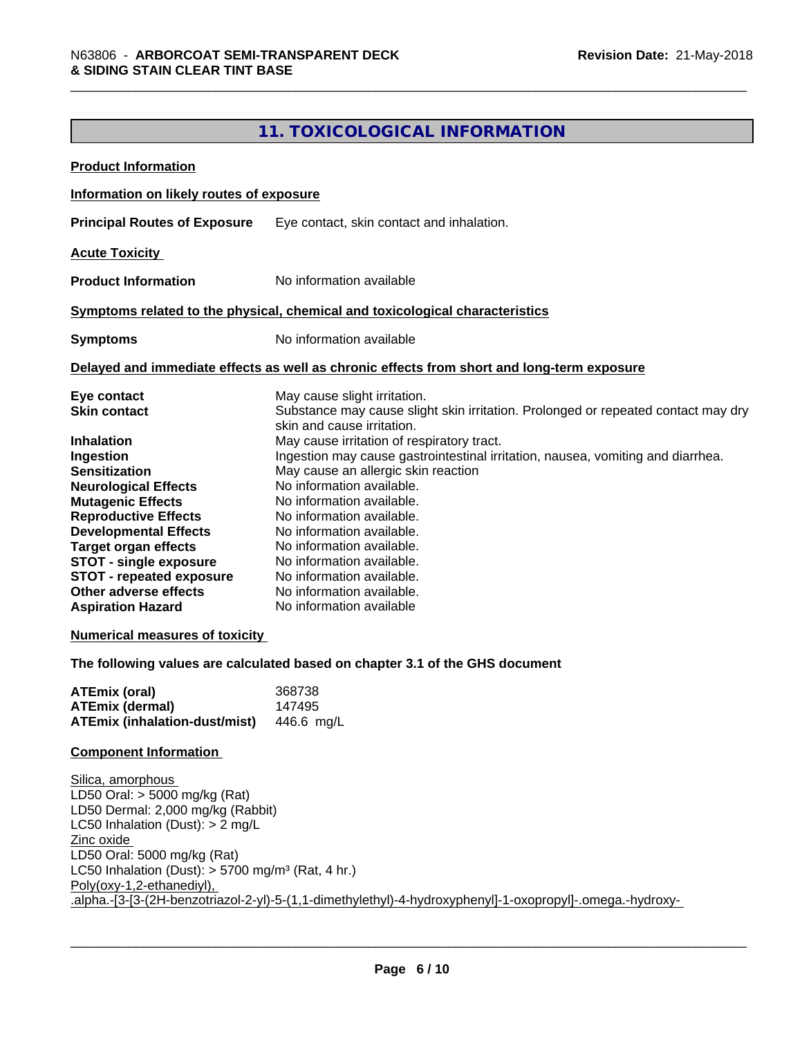## 11. TOXICOLOGICAL INFORMATION

**Product Information**

**Information on likely routes of exposure**

**Principal Routes of Exposure** Eye contact, skin contact and inhalation.

**Acute Toxicity**

**Product Information** No information available

**Symptoms related to the physical, chemical and toxicological characteristics**

**Symptoms** No information available

**Delayed and immediate effects as well as chronic effects from short and long-term exposure**

| | |
|---|---|
| **Eye contact** | May cause slight irritation. |
| **Skin contact** | Substance may cause slight skin irritation. Prolonged or repeated contact may dry skin and cause irritation. |
| **Inhalation** | May cause irritation of respiratory tract. |
| **Ingestion** | Ingestion may cause gastrointestinal irritation, nausea, vomiting and diarrhea. |
| **Sensitization** | May cause an allergic skin reaction |
| **Neurological Effects** | No information available. |
| **Mutagenic Effects** | No information available. |
| **Reproductive Effects** | No information available. |
| **Developmental Effects** | No information available. |
| **Target organ effects** | No information available. |
| **STOT - single exposure** | No information available. |
| **STOT - repeated exposure** | No information available. |
| **Other adverse effects** | No information available. |
| **Aspiration Hazard** | No information available |

**Numerical measures of toxicity**

**The following values are calculated based on chapter 3.1 of the GHS document**

| | |
|---|---|
| **ATEmix (oral)** | 368738 |
| **ATEmix (dermal)** | 147495 |
| **ATEmix (inhalation-dust/mist)** | 446.6 mg/L |

**Component Information**

Silica, amorphous
LD50 Oral: > 5000 mg/kg (Rat)
LD50 Dermal: 2,000 mg/kg (Rabbit)
LC50 Inhalation (Dust): > 2 mg/L
Zinc oxide
LD50 Oral: 5000 mg/kg (Rat)
LC50 Inhalation (Dust): > 5700 mg/m³ (Rat, 4 hr.)
Poly(oxy-1,2-ethanediyl), .alpha.-[3-[3-(2H-benzotriazol-2-yl)-5-(1,1-dimethylethyl)-4-hydroxyphenyl]-1-oxopropyl]-.omega.-hydroxy-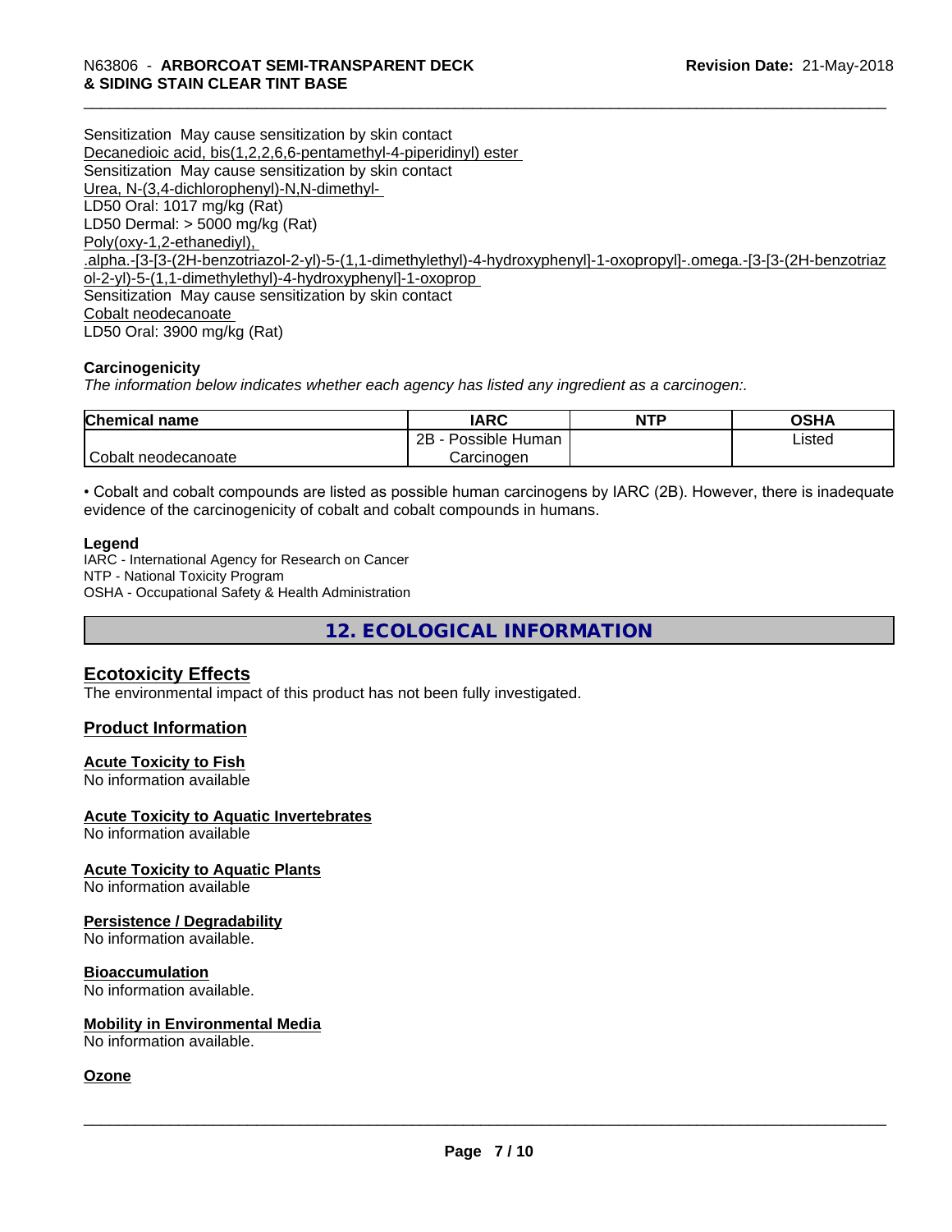Sensitization May cause sensitization by skin contact

Decanedioic acid, bis(1,2,2,6,6-pentamethyl-4-piperidinyl) ester

Sensitization May cause sensitization by skin contact

Urea, N-(3,4-dichlorophenyl)-N,N-dimethyl-

LD50 Oral: 1017 mg/kg (Rat)

LD50 Dermal: > 5000 mg/kg (Rat)

Poly(oxy-1,2-ethanediyl), .alpha.-[3-[3-(2H-benzotriazol-2-yl)-5-(1,1-dimethylethyl)-4-hydroxyphenyl]-1-oxopropyl]-.omega.-[3-[3-(2H-benzotriazol-2-yl)-5-(1,1-dimethylethyl)-4-hydroxyphenyl]-1-oxoprop

Sensitization May cause sensitization by skin contact

Cobalt neodecanoate

LD50 Oral: 3900 mg/kg (Rat)

**Carcinogenicity**

*The information below indicates whether each agency has listed any ingredient as a carcinogen:.*

| Chemical name | IARC | NTP | OSHA |
|---|---|---|---|
| Cobalt neodecanoate | 2B - Possible Human Carcinogen | | Listed |

• Cobalt and cobalt compounds are listed as possible human carcinogens by IARC (2B). However, there is inadequate evidence of the carcinogenicity of cobalt and cobalt compounds in humans.

**Legend**

IARC - International Agency for Research on Cancer
NTP - National Toxicity Program
OSHA - Occupational Safety & Health Administration

## 12. ECOLOGICAL INFORMATION

### Ecotoxicity Effects

The environmental impact of this product has not been fully investigated.

### Product Information

**Acute Toxicity to Fish**

No information available

**Acute Toxicity to Aquatic Invertebrates**

No information available

**Acute Toxicity to Aquatic Plants**

No information available

**Persistence / Degradability**

No information available.

**Bioaccumulation**

No information available.

**Mobility in Environmental Media**

No information available.

**Ozone**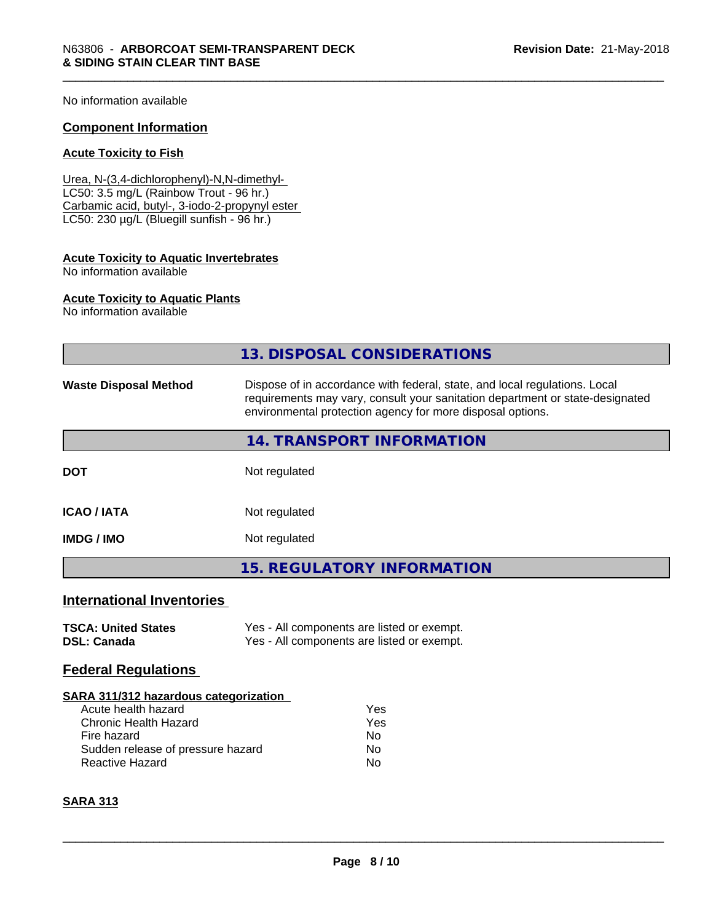No information available

### Component Information

#### Acute Toxicity to Fish

Urea, N-(3,4-dichlorophenyl)-N,N-dimethyl-
LC50: 3.5 mg/L (Rainbow Trout - 96 hr.)
Carbamic acid, butyl-, 3-iodo-2-propynyl ester
LC50: 230 µg/L (Bluegill sunfish - 96 hr.)

#### Acute Toxicity to Aquatic Invertebrates

No information available

#### Acute Toxicity to Aquatic Plants

No information available

## 13. DISPOSAL CONSIDERATIONS

**Waste Disposal Method** — Dispose of in accordance with federal, state, and local regulations. Local requirements may vary, consult your sanitation department or state-designated environmental protection agency for more disposal options.

## 14. TRANSPORT INFORMATION

| | |
|---|---|
| **DOT** | Not regulated |
| **ICAO / IATA** | Not regulated |
| **IMDG / IMO** | Not regulated |

## 15. REGULATORY INFORMATION

### International Inventories

| | |
|---|---|
| **TSCA: United States** | Yes - All components are listed or exempt. |
| **DSL: Canada** | Yes - All components are listed or exempt. |

### Federal Regulations

#### SARA 311/312 hazardous categorization

| | |
|---|---|
| Acute health hazard | Yes |
| Chronic Health Hazard | Yes |
| Fire hazard | No |
| Sudden release of pressure hazard | No |
| Reactive Hazard | No |

#### SARA 313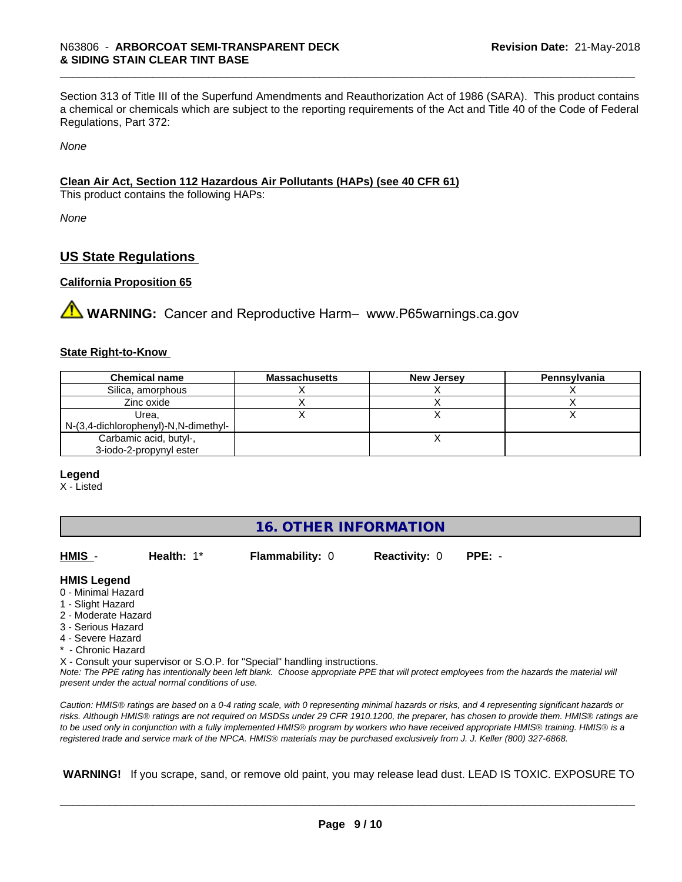Section 313 of Title III of the Superfund Amendments and Reauthorization Act of 1986 (SARA). This product contains a chemical or chemicals which are subject to the reporting requirements of the Act and Title 40 of the Code of Federal Regulations, Part 372:

*None*

**Clean Air Act, Section 112 Hazardous Air Pollutants (HAPs) (see 40 CFR 61)**

This product contains the following HAPs:

*None*

## US State Regulations

**California Proposition 65**

⚠ **WARNING:** Cancer and Reproductive Harm– www.P65warnings.ca.gov

**State Right-to-Know**

| Chemical name | Massachusetts | New Jersey | Pennsylvania |
|---|---|---|---|
| Silica, amorphous | X | X | X |
| Zinc oxide | X | X | X |
| Urea, N-(3,4-dichlorophenyl)-N,N-dimethyl- | X | X | X |
| Carbamic acid, butyl-, 3-iodo-2-propynyl ester | | X | |

**Legend**

X - Listed

## 16. OTHER INFORMATION

**HMIS** - **Health:** 1* **Flammability:** 0 **Reactivity:** 0 **PPE:** -

**HMIS Legend**

0 - Minimal Hazard
1 - Slight Hazard
2 - Moderate Hazard
3 - Serious Hazard
4 - Severe Hazard
* - Chronic Hazard
X - Consult your supervisor or S.O.P. for "Special" handling instructions.

*Note: The PPE rating has intentionally been left blank. Choose appropriate PPE that will protect employees from the hazards the material will present under the actual normal conditions of use.*

*Caution: HMIS® ratings are based on a 0-4 rating scale, with 0 representing minimal hazards or risks, and 4 representing significant hazards or risks. Although HMIS® ratings are not required on MSDSs under 29 CFR 1910.1200, the preparer, has chosen to provide them. HMIS® ratings are to be used only in conjunction with a fully implemented HMIS® program by workers who have received appropriate HMIS® training. HMIS® is a registered trade and service mark of the NPCA. HMIS® materials may be purchased exclusively from J. J. Keller (800) 327-6868.*

**WARNING!** If you scrape, sand, or remove old paint, you may release lead dust. LEAD IS TOXIC. EXPOSURE TO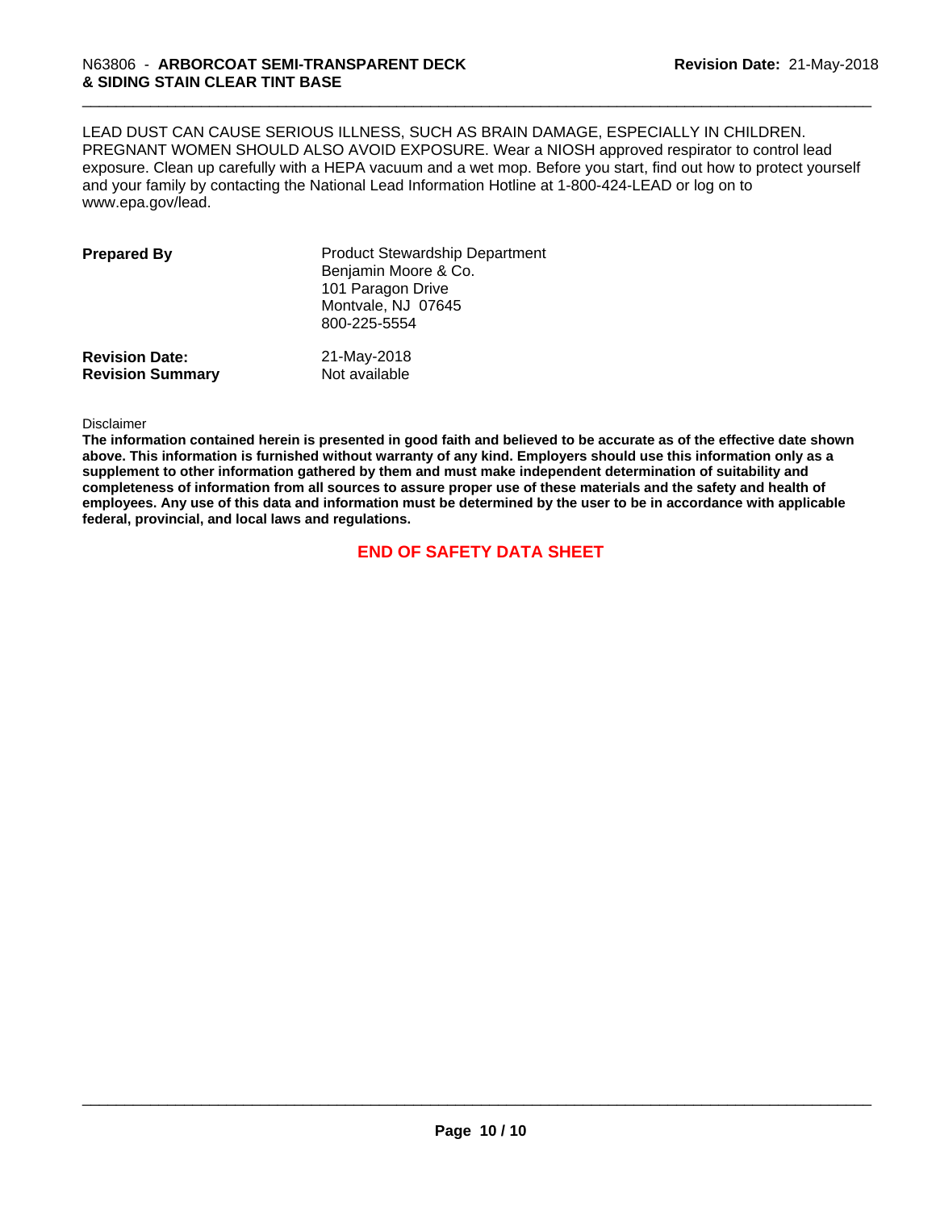LEAD DUST CAN CAUSE SERIOUS ILLNESS, SUCH AS BRAIN DAMAGE, ESPECIALLY IN CHILDREN. PREGNANT WOMEN SHOULD ALSO AVOID EXPOSURE. Wear a NIOSH approved respirator to control lead exposure. Clean up carefully with a HEPA vacuum and a wet mop. Before you start, find out how to protect yourself and your family by contacting the National Lead Information Hotline at 1-800-424-LEAD or log on to www.epa.gov/lead.

| | |
|---|---|
| **Prepared By** | Product Stewardship Department<br>Benjamin Moore & Co.<br>101 Paragon Drive<br>Montvale, NJ 07645<br>800-225-5554 |
| **Revision Date:** | 21-May-2018 |
| **Revision Summary** | Not available |

Disclaimer

**The information contained herein is presented in good faith and believed to be accurate as of the effective date shown above. This information is furnished without warranty of any kind. Employers should use this information only as a supplement to other information gathered by them and must make independent determination of suitability and completeness of information from all sources to assure proper use of these materials and the safety and health of employees. Any use of this data and information must be determined by the user to be in accordance with applicable federal, provincial, and local laws and regulations.**

**END OF SAFETY DATA SHEET**